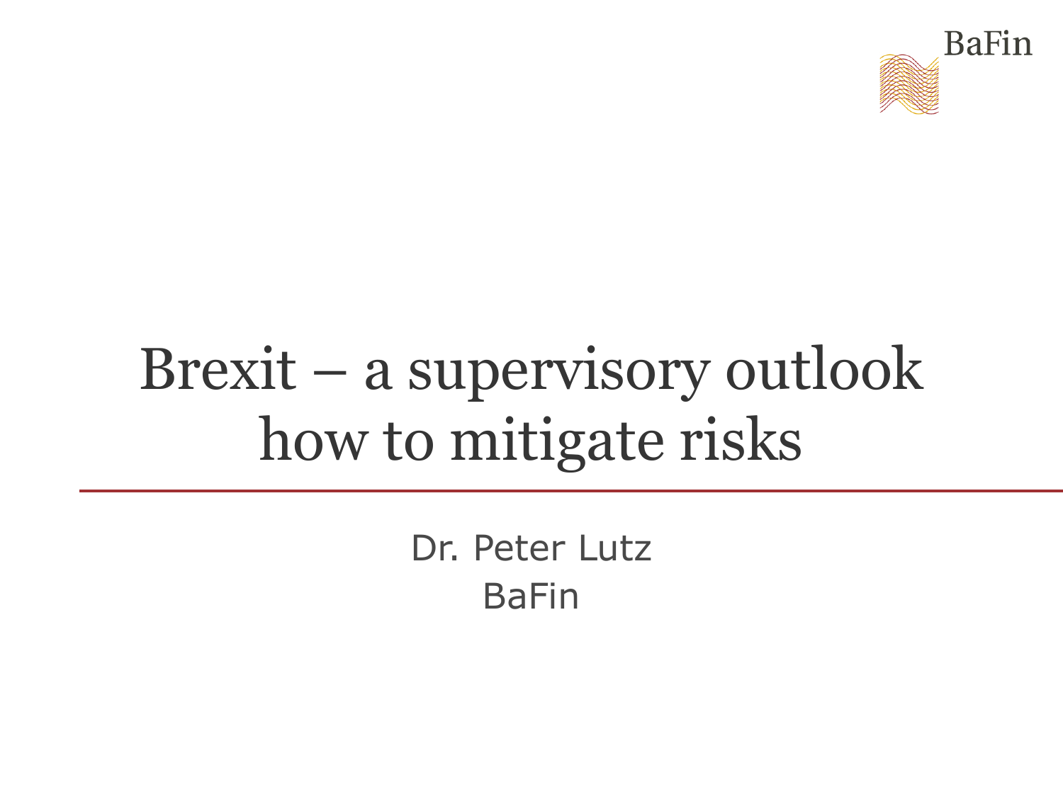BaFin

# Brexit – a supervisory outlook how to mitigate risks

Dr. Peter Lutz
BaFin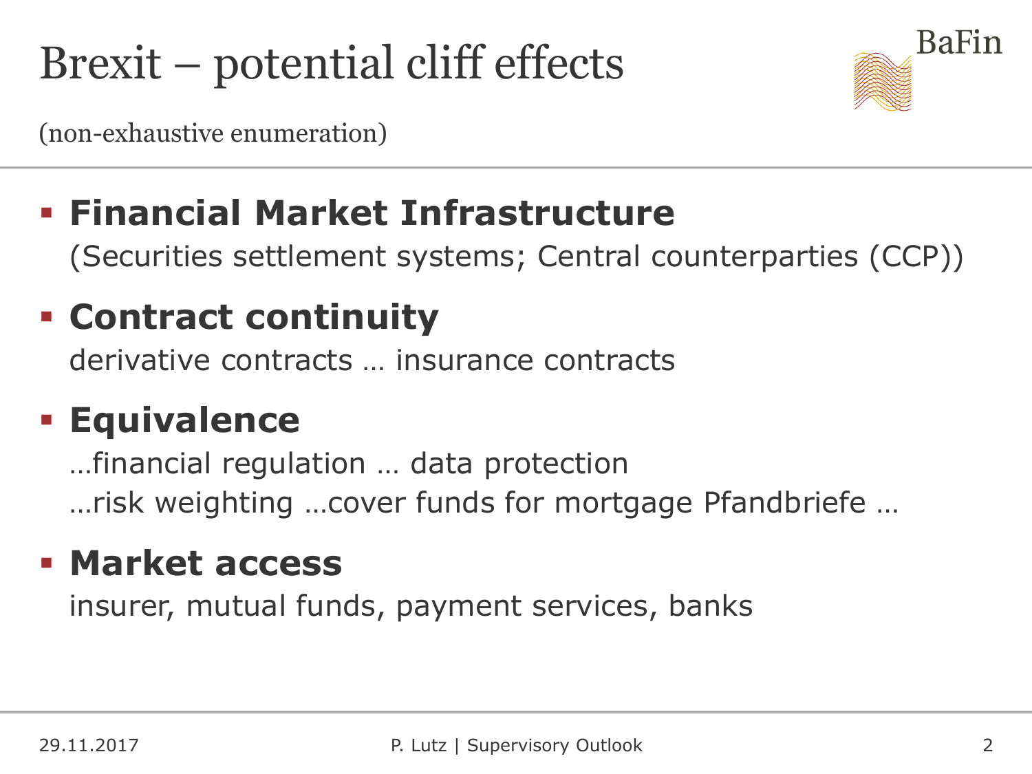# Brexit – potential cliff effects

(non-exhaustive enumeration)

- **Financial Market Infrastructure**
  (Securities settlement systems; Central counterparties (CCP))
- **Contract continuity**
  derivative contracts … insurance contracts
- **Equivalence**
  …financial regulation … data protection
  …risk weighting …cover funds for mortgage Pfandbriefe …
- **Market access**
  insurer, mutual funds, payment services, banks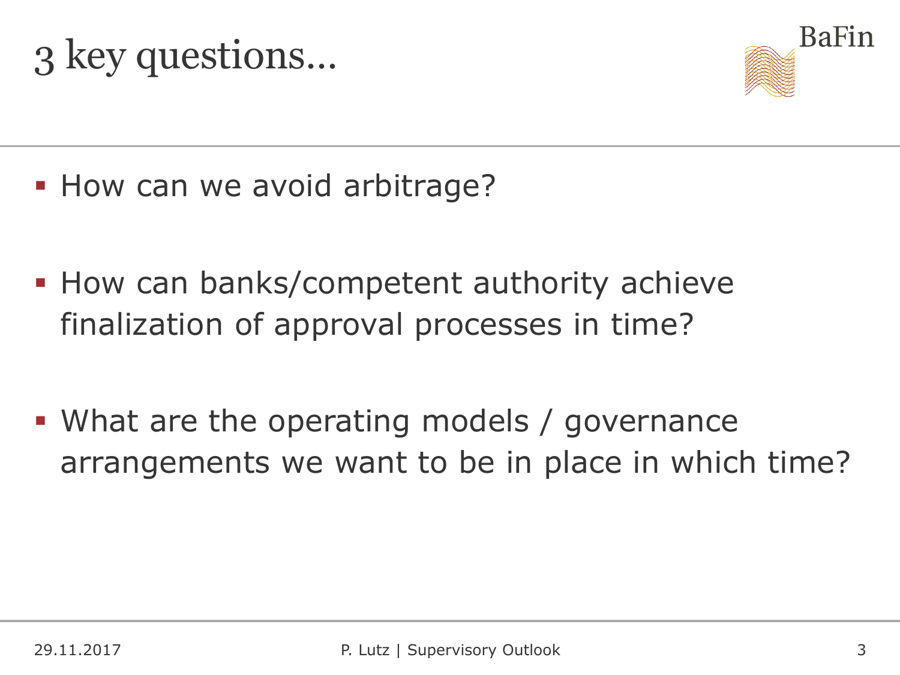# 3 key questions...

- How can we avoid arbitrage?

- How can banks/competent authority achieve finalization of approval processes in time?

- What are the operating models / governance arrangements we want to be in place in which time?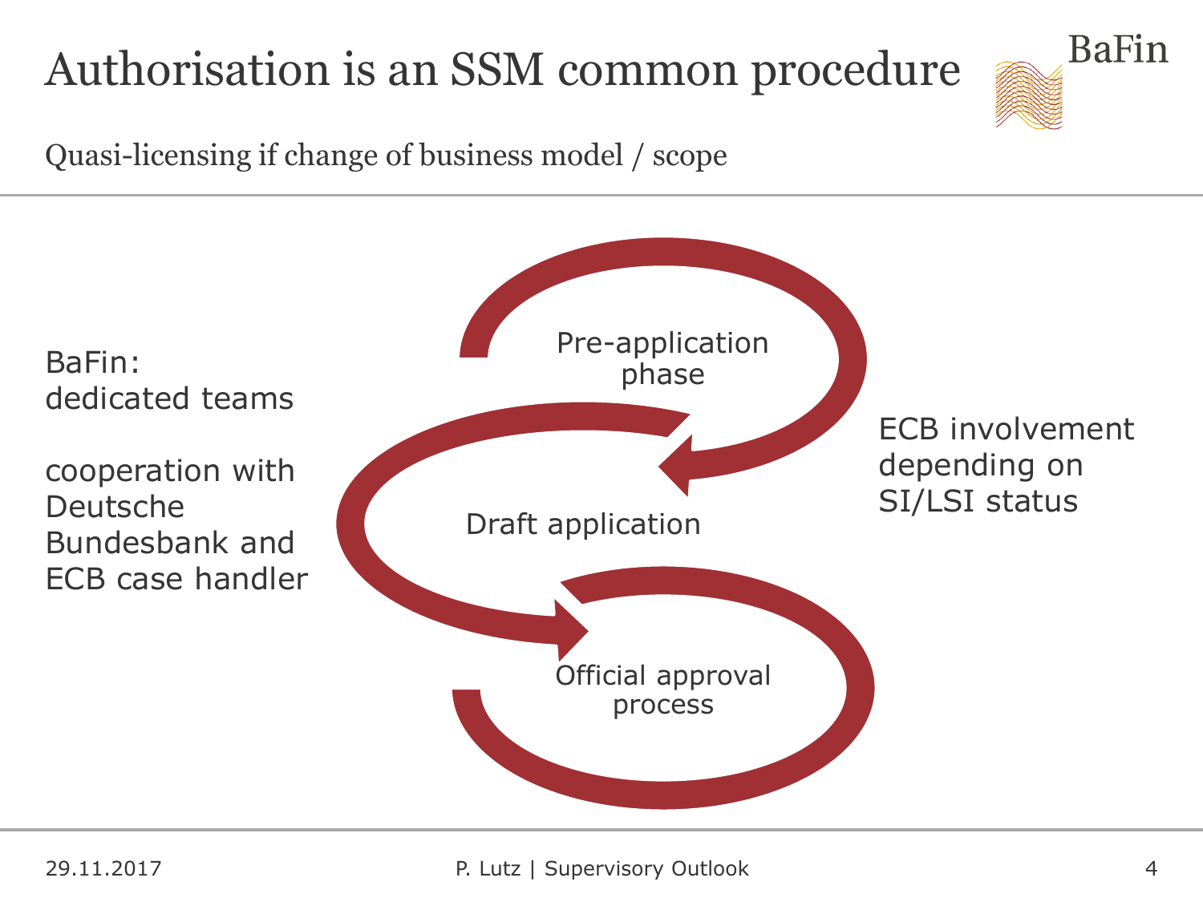# Authorisation is an SSM common procedure

Quasi-licensing if change of business model / scope

BaFin:
dedicated teams

cooperation with Deutsche Bundesbank and ECB case handler

Pre-application phase

Draft application

Official approval process

ECB involvement depending on SI/LSI status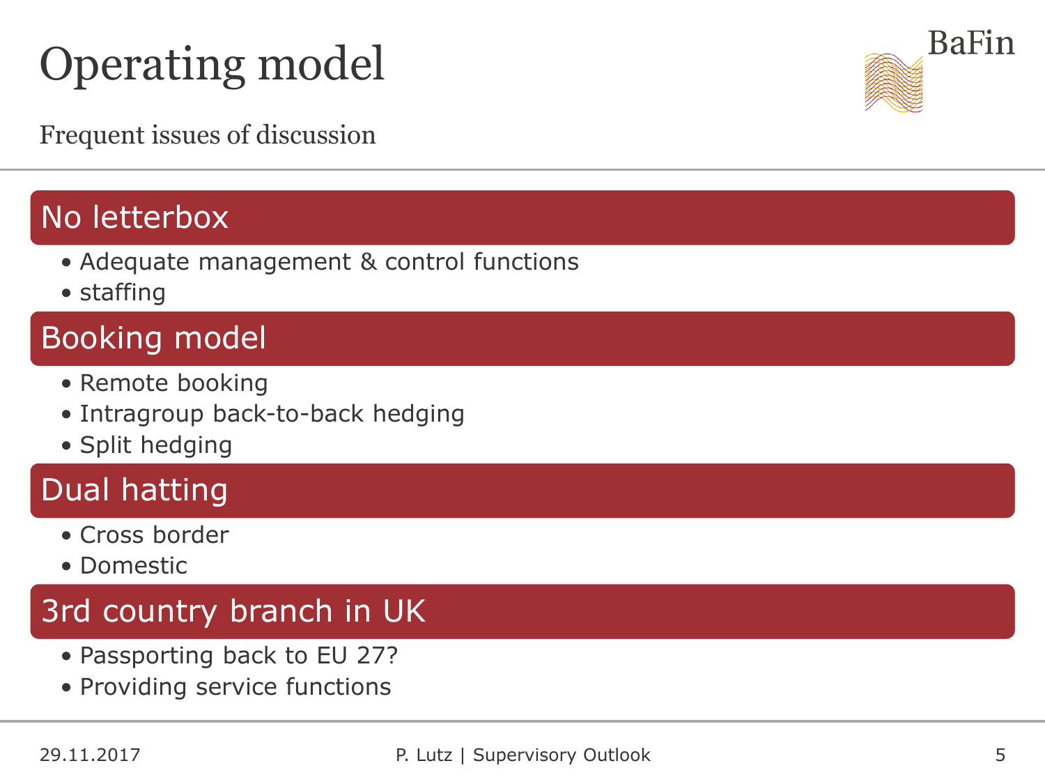# Operating model

Frequent issues of discussion

## No letterbox

- Adequate management & control functions
- staffing

## Booking model

- Remote booking
- Intragroup back-to-back hedging
- Split hedging

## Dual hatting

- Cross border
- Domestic

## 3rd country branch in UK

- Passporting back to EU 27?
- Providing service functions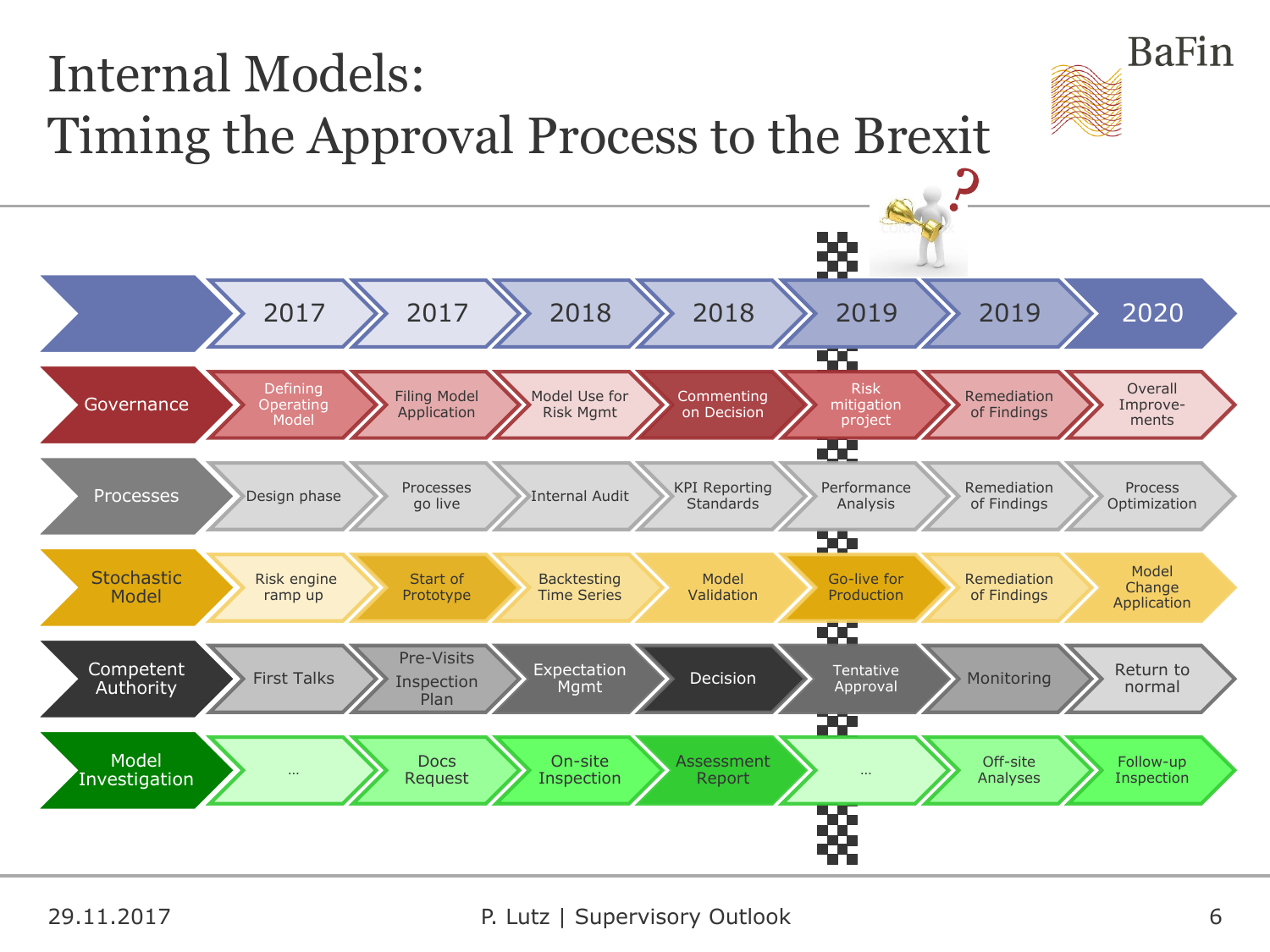# Internal Models: Timing the Approval Process to the Brexit

BaFin

| | 2017 | 2017 | 2018 | 2018 | 2019 | 2019 | 2020 |
|---|---|---|---|---|---|---|---|
| Governance | Defining Operating Model | Filing Model Application | Model Use for Risk Mgmt | Commenting on Decision | Risk mitigation project | Remediation of Findings | Overall Improve-ments |
| Processes | Design phase | Processes go live | Internal Audit | KPI Reporting Standards | Performance Analysis | Remediation of Findings | Process Optimization |
| Stochastic Model | Risk engine ramp up | Start of Prototype | Backtesting Time Series | Model Validation | Go-live for Production | Remediation of Findings | Model Change Application |
| Competent Authority | First Talks | Pre-Visits Inspection Plan | Expectation Mgmt | Decision | Tentative Approval | Monitoring | Return to normal |
| Model Investigation | … | Docs Request | On-site Inspection | Assessment Report | … | Off-site Analyses | Follow-up Inspection |

29.11.2017 P. Lutz | Supervisory Outlook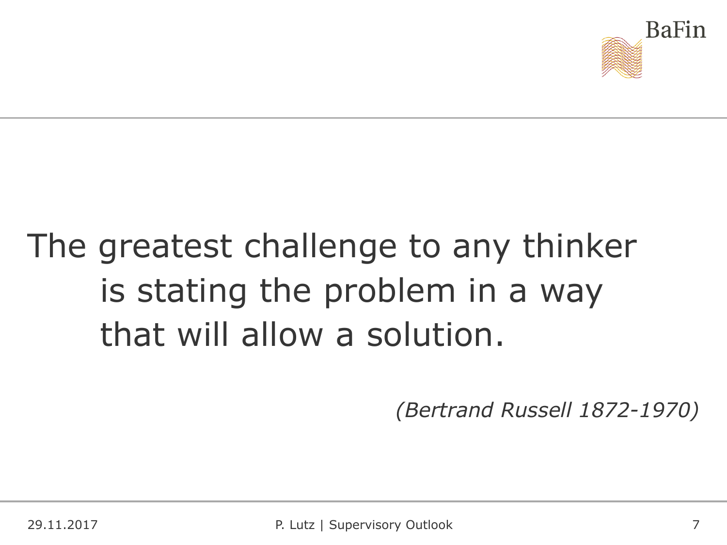The greatest challenge to any thinker is stating the problem in a way that will allow a solution.

*(Bertrand Russell 1872-1970)*